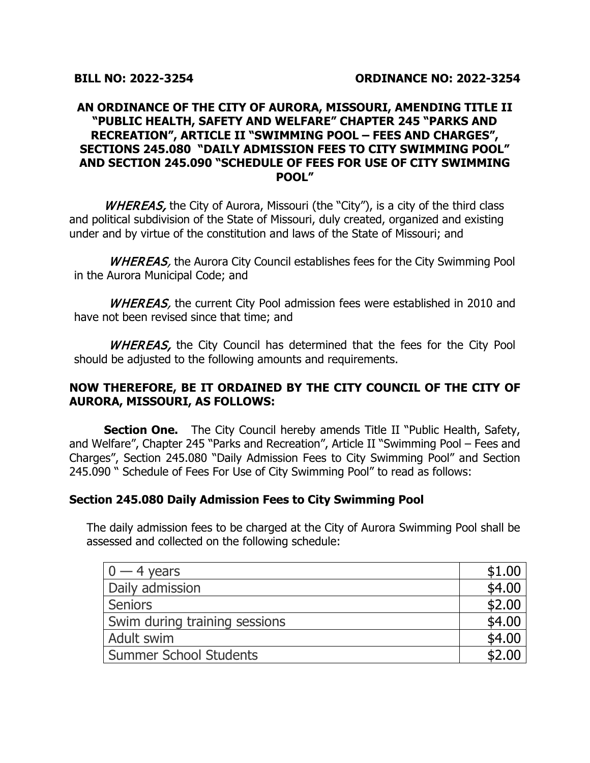**BILL NO: 2022-3254** **ORDINANCE NO: 2022-3254**

# AN ORDINANCE OF THE CITY OF AURORA, MISSOURI, AMENDING TITLE II "PUBLIC HEALTH, SAFETY AND WELFARE" CHAPTER 245 "PARKS AND RECREATION", ARTICLE II "SWIMMING POOL – FEES AND CHARGES", SECTIONS 245.080 "DAILY ADMISSION FEES TO CITY SWIMMING POOL" AND SECTION 245.090 "SCHEDULE OF FEES FOR USE OF CITY SWIMMING POOL"

*WHEREAS,* the City of Aurora, Missouri (the "City"), is a city of the third class and political subdivision of the State of Missouri, duly created, organized and existing under and by virtue of the constitution and laws of the State of Missouri; and

*WHEREAS,* the Aurora City Council establishes fees for the City Swimming Pool in the Aurora Municipal Code; and

*WHEREAS,* the current City Pool admission fees were established in 2010 and have not been revised since that time; and

*WHEREAS,* the City Council has determined that the fees for the City Pool should be adjusted to the following amounts and requirements.

**NOW THEREFORE, BE IT ORDAINED BY THE CITY COUNCIL OF THE CITY OF AURORA, MISSOURI, AS FOLLOWS:**

**Section One.** The City Council hereby amends Title II "Public Health, Safety, and Welfare", Chapter 245 "Parks and Recreation", Article II "Swimming Pool – Fees and Charges", Section 245.080 "Daily Admission Fees to City Swimming Pool" and Section 245.090 " Schedule of Fees For Use of City Swimming Pool" to read as follows:

### Section 245.080 Daily Admission Fees to City Swimming Pool

The daily admission fees to be charged at the City of Aurora Swimming Pool shall be assessed and collected on the following schedule:

| | |
|---|---|
| 0 — 4 years | $1.00 |
| Daily admission | $4.00 |
| Seniors | $2.00 |
| Swim during training sessions | $4.00 |
| Adult swim | $4.00 |
| Summer School Students | $2.00 |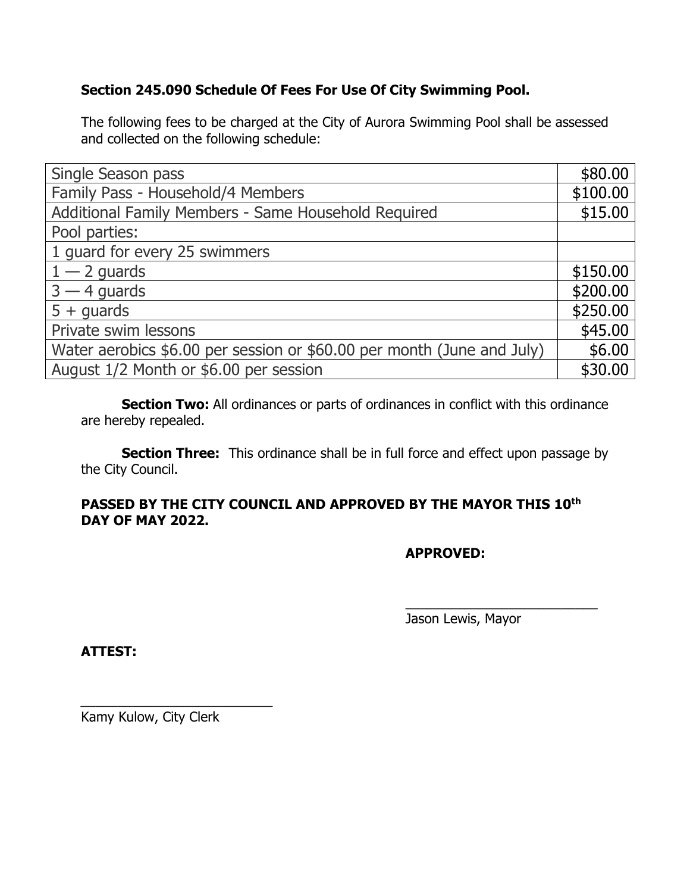**Section 245.090 Schedule Of Fees For Use Of City Swimming Pool.**

The following fees to be charged at the City of Aurora Swimming Pool shall be assessed and collected on the following schedule:

| | |
|---|---|
| Single Season pass | $80.00 |
| Family Pass - Household/4 Members | $100.00 |
| Additional Family Members - Same Household Required | $15.00 |
| Pool parties: | |
| 1 guard for every 25 swimmers | |
| 1 — 2 guards | $150.00 |
| 3 — 4 guards | $200.00 |
| 5 + guards | $250.00 |
| Private swim lessons | $45.00 |
| Water aerobics $6.00 per session or $60.00 per month (June and July) | $6.00 |
| August 1/2 Month or $6.00 per session | $30.00 |

**Section Two:** All ordinances or parts of ordinances in conflict with this ordinance are hereby repealed.

**Section Three:** This ordinance shall be in full force and effect upon passage by the City Council.

**PASSED BY THE CITY COUNCIL AND APPROVED BY THE MAYOR THIS 10th DAY OF MAY 2022.**

**APPROVED:**

___________________________
Jason Lewis, Mayor

**ATTEST:**

___________________________
Kamy Kulow, City Clerk